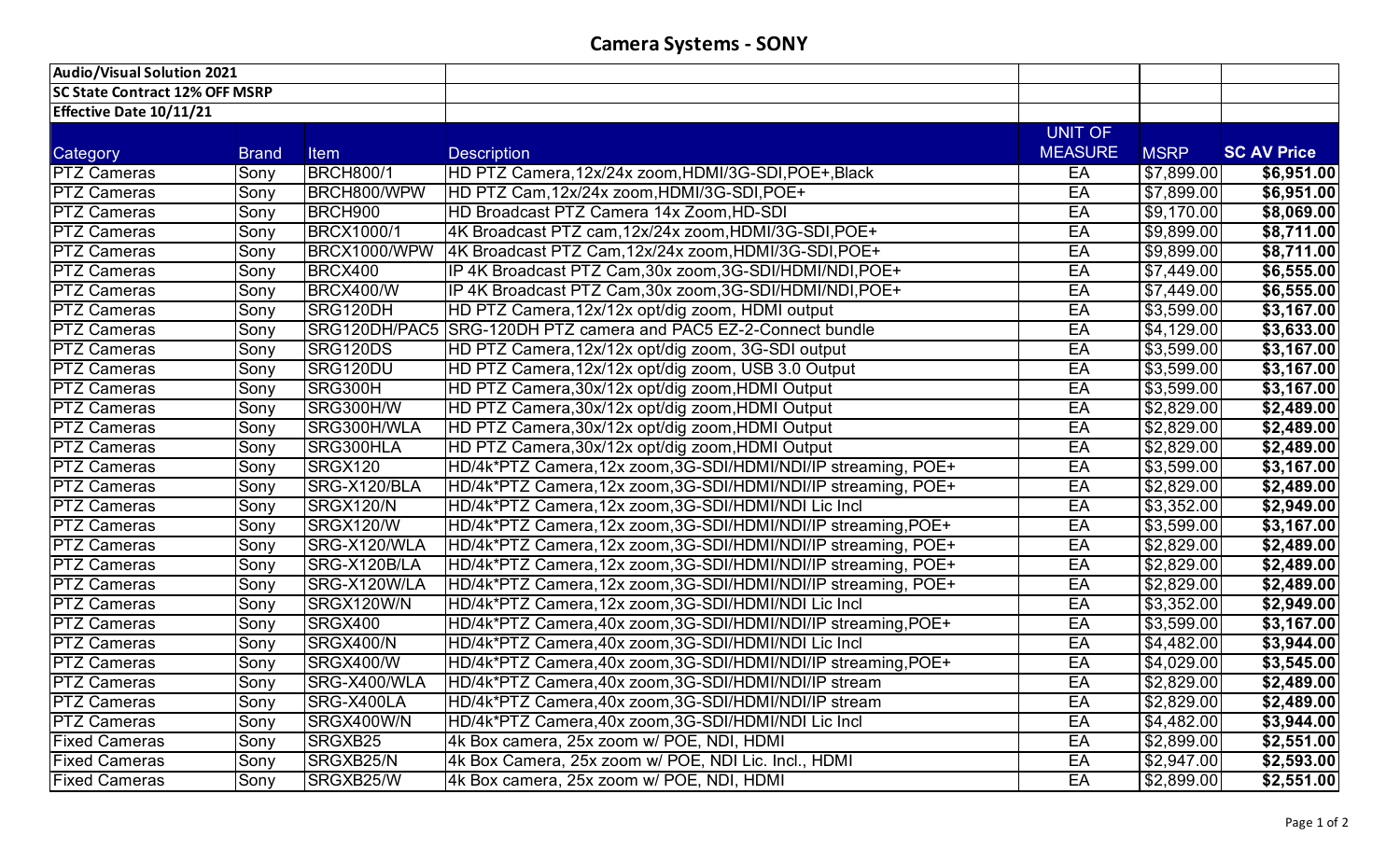# Camera Systems - SONY

| Audio/Visual Solution 2021 | | | | | | |
|---|---|---|---|---|---|---|
| SC State Contract 12% OFF MSRP | | | | | | |
| Effective Date 10/11/21 | | | | | | |
| Category | Brand | Item | Description | UNIT OF MEASURE | MSRP | SC AV Price |
| PTZ Cameras | Sony | BRCH800/1 | HD PTZ Camera,12x/24x zoom,HDMI/3G-SDI,POE+,Black | EA | $7,899.00 | **$6,951.00** |
| PTZ Cameras | Sony | BRCH800/WPW | HD PTZ Cam,12x/24x zoom,HDMI/3G-SDI,POE+ | EA | $7,899.00 | **$6,951.00** |
| PTZ Cameras | Sony | BRCH900 | HD Broadcast PTZ Camera 14x Zoom,HD-SDI | EA | $9,170.00 | **$8,069.00** |
| PTZ Cameras | Sony | BRCX1000/1 | 4K Broadcast PTZ cam,12x/24x zoom,HDMI/3G-SDI,POE+ | EA | $9,899.00 | **$8,711.00** |
| PTZ Cameras | Sony | BRCX1000/WPW | 4K Broadcast PTZ Cam,12x/24x zoom,HDMI/3G-SDI,POE+ | EA | $9,899.00 | **$8,711.00** |
| PTZ Cameras | Sony | BRCX400 | IP 4K Broadcast PTZ Cam,30x zoom,3G-SDI/HDMI/NDI,POE+ | EA | $7,449.00 | **$6,555.00** |
| PTZ Cameras | Sony | BRCX400/W | IP 4K Broadcast PTZ Cam,30x zoom,3G-SDI/HDMI/NDI,POE+ | EA | $7,449.00 | **$6,555.00** |
| PTZ Cameras | Sony | SRG120DH | HD PTZ Camera,12x/12x opt/dig zoom, HDMI output | EA | $3,599.00 | **$3,167.00** |
| PTZ Cameras | Sony | SRG120DH/PAC5 | SRG-120DH PTZ camera and PAC5 EZ-2-Connect bundle | EA | $4,129.00 | **$3,633.00** |
| PTZ Cameras | Sony | SRG120DS | HD PTZ Camera,12x/12x opt/dig zoom, 3G-SDI output | EA | $3,599.00 | **$3,167.00** |
| PTZ Cameras | Sony | SRG120DU | HD PTZ Camera,12x/12x opt/dig zoom, USB 3.0 Output | EA | $3,599.00 | **$3,167.00** |
| PTZ Cameras | Sony | SRG300H | HD PTZ Camera,30x/12x opt/dig zoom,HDMI Output | EA | $3,599.00 | **$3,167.00** |
| PTZ Cameras | Sony | SRG300H/W | HD PTZ Camera,30x/12x opt/dig zoom,HDMI Output | EA | $2,829.00 | **$2,489.00** |
| PTZ Cameras | Sony | SRG300H/WLA | HD PTZ Camera,30x/12x opt/dig zoom,HDMI Output | EA | $2,829.00 | **$2,489.00** |
| PTZ Cameras | Sony | SRG300HLA | HD PTZ Camera,30x/12x opt/dig zoom,HDMI Output | EA | $2,829.00 | **$2,489.00** |
| PTZ Cameras | Sony | SRGX120 | HD/4k*PTZ Camera,12x zoom,3G-SDI/HDMI/NDI/IP streaming, POE+ | EA | $3,599.00 | **$3,167.00** |
| PTZ Cameras | Sony | SRG-X120/BLA | HD/4k*PTZ Camera,12x zoom,3G-SDI/HDMI/NDI/IP streaming, POE+ | EA | $2,829.00 | **$2,489.00** |
| PTZ Cameras | Sony | SRGX120/N | HD/4k*PTZ Camera,12x zoom,3G-SDI/HDMI/NDI Lic Incl | EA | $3,352.00 | **$2,949.00** |
| PTZ Cameras | Sony | SRGX120/W | HD/4k*PTZ Camera,12x zoom,3G-SDI/HDMI/NDI/IP streaming,POE+ | EA | $3,599.00 | **$3,167.00** |
| PTZ Cameras | Sony | SRG-X120/WLA | HD/4k*PTZ Camera,12x zoom,3G-SDI/HDMI/NDI/IP streaming, POE+ | EA | $2,829.00 | **$2,489.00** |
| PTZ Cameras | Sony | SRG-X120B/LA | HD/4k*PTZ Camera,12x zoom,3G-SDI/HDMI/NDI/IP streaming, POE+ | EA | $2,829.00 | **$2,489.00** |
| PTZ Cameras | Sony | SRG-X120W/LA | HD/4k*PTZ Camera,12x zoom,3G-SDI/HDMI/NDI/IP streaming, POE+ | EA | $2,829.00 | **$2,489.00** |
| PTZ Cameras | Sony | SRGX120W/N | HD/4k*PTZ Camera,12x zoom,3G-SDI/HDMI/NDI Lic Incl | EA | $3,352.00 | **$2,949.00** |
| PTZ Cameras | Sony | SRGX400 | HD/4k*PTZ Camera,40x zoom,3G-SDI/HDMI/NDI/IP streaming,POE+ | EA | $3,599.00 | **$3,167.00** |
| PTZ Cameras | Sony | SRGX400/N | HD/4k*PTZ Camera,40x zoom,3G-SDI/HDMI/NDI Lic Incl | EA | $4,482.00 | **$3,944.00** |
| PTZ Cameras | Sony | SRGX400/W | HD/4k*PTZ Camera,40x zoom,3G-SDI/HDMI/NDI/IP streaming,POE+ | EA | $4,029.00 | **$3,545.00** |
| PTZ Cameras | Sony | SRG-X400/WLA | HD/4k*PTZ Camera,40x zoom,3G-SDI/HDMI/NDI/IP stream | EA | $2,829.00 | **$2,489.00** |
| PTZ Cameras | Sony | SRG-X400LA | HD/4k*PTZ Camera,40x zoom,3G-SDI/HDMI/NDI/IP stream | EA | $2,829.00 | **$2,489.00** |
| PTZ Cameras | Sony | SRGX400W/N | HD/4k*PTZ Camera,40x zoom,3G-SDI/HDMI/NDI Lic Incl | EA | $4,482.00 | **$3,944.00** |
| Fixed Cameras | Sony | SRGXB25 | 4k Box camera, 25x zoom w/ POE, NDI, HDMI | EA | $2,899.00 | **$2,551.00** |
| Fixed Cameras | Sony | SRGXB25/N | 4k Box Camera, 25x zoom w/ POE, NDI Lic. Incl., HDMI | EA | $2,947.00 | **$2,593.00** |
| Fixed Cameras | Sony | SRGXB25/W | 4k Box camera, 25x zoom w/ POE, NDI, HDMI | EA | $2,899.00 | **$2,551.00** |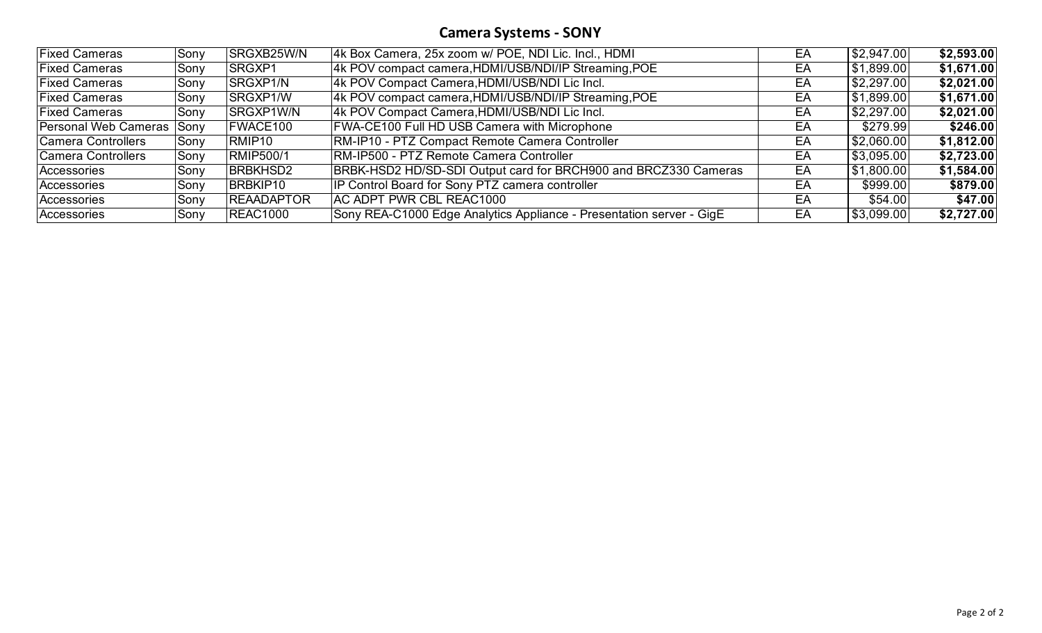## Camera Systems - SONY

| | | | | | | |
|---|---|---|---|---|---|---|
| Fixed Cameras | Sony | SRGXB25W/N | 4k Box Camera, 25x zoom w/ POE, NDI Lic. Incl., HDMI | EA | $2,947.00 | **$2,593.00** |
| Fixed Cameras | Sony | SRGXP1 | 4k POV compact camera,HDMI/USB/NDI/IP Streaming,POE | EA | $1,899.00 | **$1,671.00** |
| Fixed Cameras | Sony | SRGXP1/N | 4k POV Compact Camera,HDMI/USB/NDI Lic Incl. | EA | $2,297.00 | **$2,021.00** |
| Fixed Cameras | Sony | SRGXP1/W | 4k POV compact camera,HDMI/USB/NDI/IP Streaming,POE | EA | $1,899.00 | **$1,671.00** |
| Fixed Cameras | Sony | SRGXP1W/N | 4k POV Compact Camera,HDMI/USB/NDI Lic Incl. | EA | $2,297.00 | **$2,021.00** |
| Personal Web Cameras | Sony | FWACE100 | FWA-CE100 Full HD USB Camera with Microphone | EA | $279.99 | **$246.00** |
| Camera Controllers | Sony | RMIP10 | RM-IP10 - PTZ Compact Remote Camera Controller | EA | $2,060.00 | **$1,812.00** |
| Camera Controllers | Sony | RMIP500/1 | RM-IP500 - PTZ Remote Camera Controller | EA | $3,095.00 | **$2,723.00** |
| Accessories | Sony | BRBKHSD2 | BRBK-HSD2 HD/SD-SDI Output card for BRCH900 and BRCZ330 Cameras | EA | $1,800.00 | **$1,584.00** |
| Accessories | Sony | BRBKIP10 | IP Control Board for Sony PTZ camera controller | EA | $999.00 | **$879.00** |
| Accessories | Sony | REAADAPTOR | AC ADPT PWR CBL REAC1000 | EA | $54.00 | **$47.00** |
| Accessories | Sony | REAC1000 | Sony REA-C1000 Edge Analytics Appliance - Presentation server - GigE | EA | $3,099.00 | **$2,727.00** |